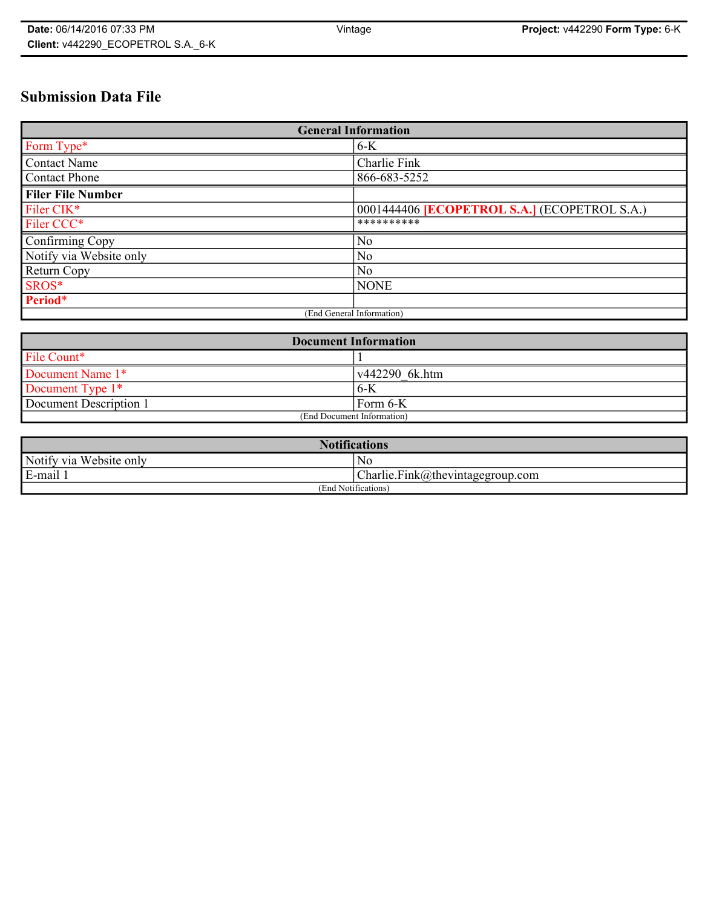# Submission Data File

| General Information | |
|---|---|
| Form Type* | 6-K |
| Contact Name | Charlie Fink |
| Contact Phone | 866-683-5252 |
| **Filer File Number** | |
| Filer CIK* | 0001444406 **[ECOPETROL S.A.]** (ECOPETROL S.A.) |
| Filer CCC* | ********** |
| Confirming Copy | No |
| Notify via Website only | No |
| Return Copy | No |
| SROS* | NONE |
| **Period*** | |
| (End General Information) | |

| Document Information | |
|---|---|
| File Count* | 1 |
| Document Name 1* | v442290_6k.htm |
| Document Type 1* | 6-K |
| Document Description 1 | Form 6-K |
| (End Document Information) | |

| Notifications | |
|---|---|
| Notify via Website only | No |
| E-mail 1 | Charlie.Fink@thevintagegroup.com |
| (End Notifications) | |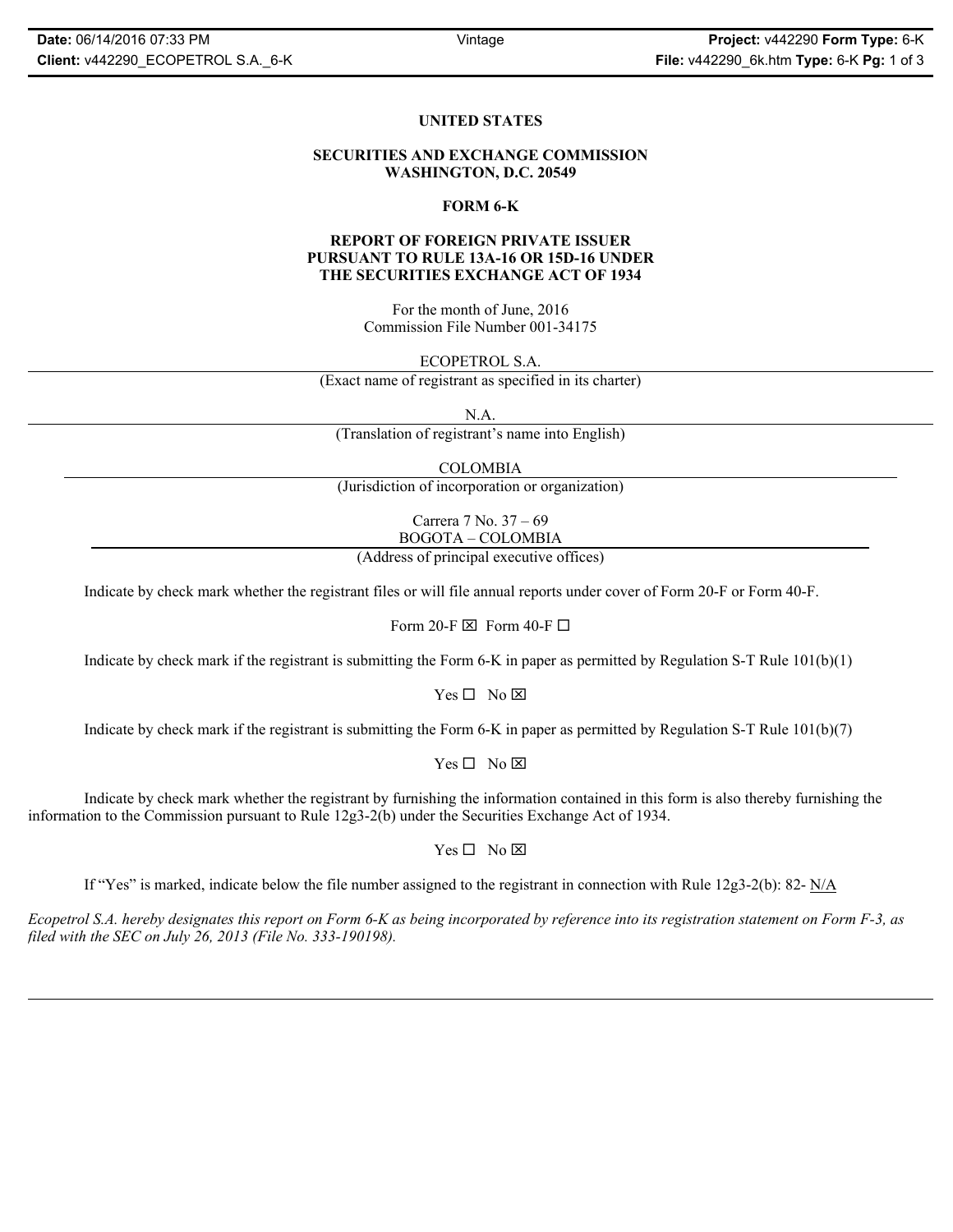# UNITED STATES

## SECURITIES AND EXCHANGE COMMISSION
## WASHINGTON, D.C. 20549

## FORM 6-K

### REPORT OF FOREIGN PRIVATE ISSUER PURSUANT TO RULE 13A-16 OR 15D-16 UNDER THE SECURITIES EXCHANGE ACT OF 1934

For the month of June, 2016
Commission File Number 001-34175

ECOPETROL S.A.
(Exact name of registrant as specified in its charter)

N.A.
(Translation of registrant's name into English)

COLOMBIA
(Jurisdiction of incorporation or organization)

Carrera 7 No. 37 – 69
BOGOTA – COLOMBIA
(Address of principal executive offices)

Indicate by check mark whether the registrant files or will file annual reports under cover of Form 20-F or Form 40-F.

Form 20-F ☒ Form 40-F ☐

Indicate by check mark if the registrant is submitting the Form 6-K in paper as permitted by Regulation S-T Rule 101(b)(1)

Yes ☐ No ☒

Indicate by check mark if the registrant is submitting the Form 6-K in paper as permitted by Regulation S-T Rule 101(b)(7)

Yes ☐ No ☒

Indicate by check mark whether the registrant by furnishing the information contained in this form is also thereby furnishing the information to the Commission pursuant to Rule 12g3-2(b) under the Securities Exchange Act of 1934.

Yes ☐ No ☒

If "Yes" is marked, indicate below the file number assigned to the registrant in connection with Rule 12g3-2(b): 82- N/A

*Ecopetrol S.A. hereby designates this report on Form 6-K as being incorporated by reference into its registration statement on Form F-3, as filed with the SEC on July 26, 2013 (File No. 333-190198).*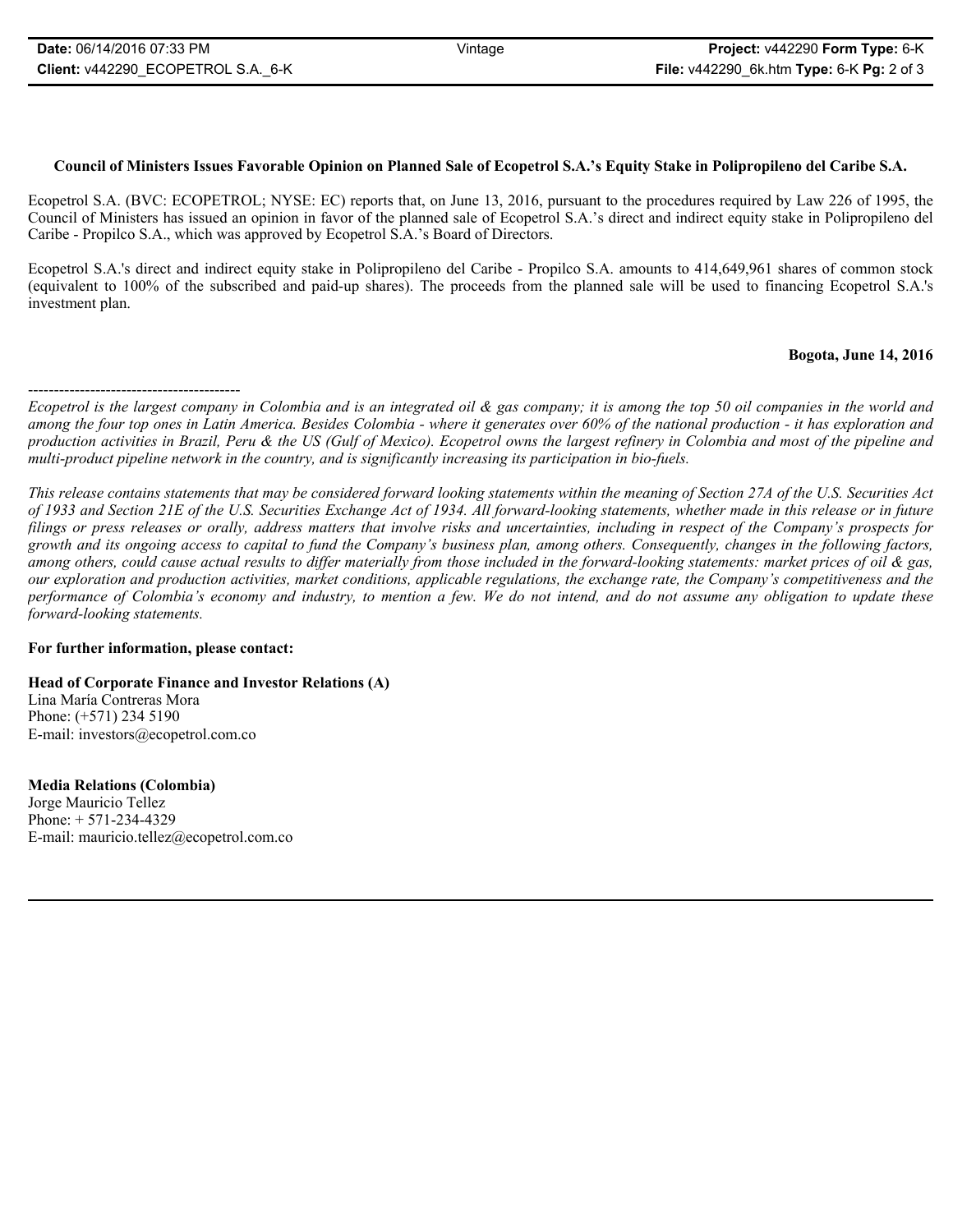**Council of Ministers Issues Favorable Opinion on Planned Sale of Ecopetrol S.A.'s Equity Stake in Polipropileno del Caribe S.A.**

Ecopetrol S.A. (BVC: ECOPETROL; NYSE: EC) reports that, on June 13, 2016, pursuant to the procedures required by Law 226 of 1995, the Council of Ministers has issued an opinion in favor of the planned sale of Ecopetrol S.A.'s direct and indirect equity stake in Polipropileno del Caribe - Propilco S.A., which was approved by Ecopetrol S.A.'s Board of Directors.

Ecopetrol S.A.'s direct and indirect equity stake in Polipropileno del Caribe - Propilco S.A. amounts to 414,649,961 shares of common stock (equivalent to 100% of the subscribed and paid-up shares). The proceeds from the planned sale will be used to financing Ecopetrol S.A.'s investment plan.

**Bogota, June 14, 2016**

-----------------------------------------

*Ecopetrol is the largest company in Colombia and is an integrated oil & gas company; it is among the top 50 oil companies in the world and among the four top ones in Latin America. Besides Colombia - where it generates over 60% of the national production - it has exploration and production activities in Brazil, Peru & the US (Gulf of Mexico). Ecopetrol owns the largest refinery in Colombia and most of the pipeline and multi-product pipeline network in the country, and is significantly increasing its participation in bio-fuels.*

*This release contains statements that may be considered forward looking statements within the meaning of Section 27A of the U.S. Securities Act of 1933 and Section 21E of the U.S. Securities Exchange Act of 1934. All forward-looking statements, whether made in this release or in future filings or press releases or orally, address matters that involve risks and uncertainties, including in respect of the Company's prospects for growth and its ongoing access to capital to fund the Company's business plan, among others. Consequently, changes in the following factors, among others, could cause actual results to differ materially from those included in the forward-looking statements: market prices of oil & gas, our exploration and production activities, market conditions, applicable regulations, the exchange rate, the Company's competitiveness and the performance of Colombia's economy and industry, to mention a few. We do not intend, and do not assume any obligation to update these forward-looking statements.*

**For further information, please contact:**

**Head of Corporate Finance and Investor Relations (A)**
Lina María Contreras Mora
Phone: (+571) 234 5190
E-mail: investors@ecopetrol.com.co

**Media Relations (Colombia)**
Jorge Mauricio Tellez
Phone: + 571-234-4329
E-mail: mauricio.tellez@ecopetrol.com.co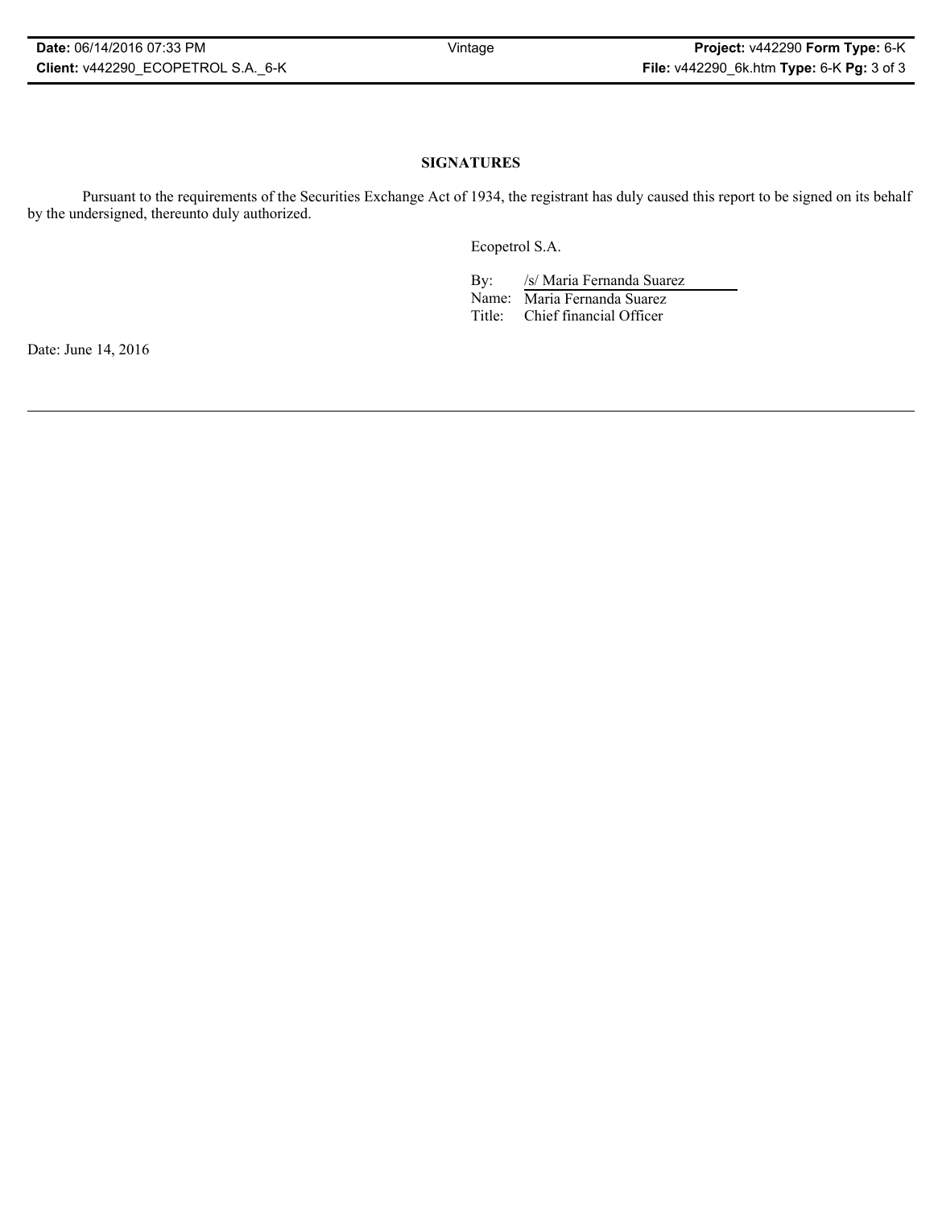**SIGNATURES**

Pursuant to the requirements of the Securities Exchange Act of 1934, the registrant has duly caused this report to be signed on its behalf by the undersigned, thereunto duly authorized.

Ecopetrol S.A.

| | |
|---|---|
| By: | /s/ Maria Fernanda Suarez |
| Name: | Maria Fernanda Suarez |
| Title: | Chief financial Officer |

Date: June 14, 2016